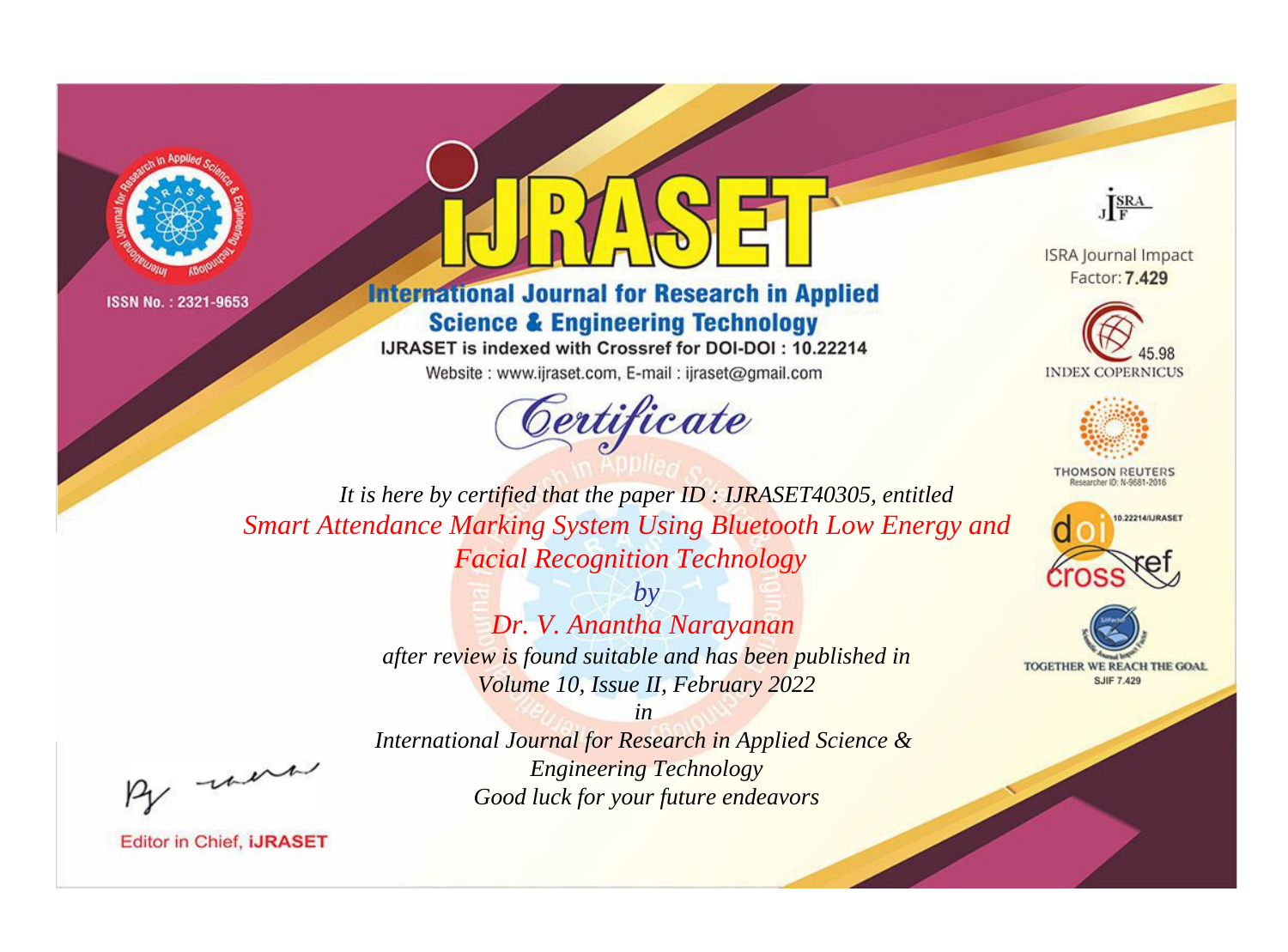ISSN No. : 2321-9653

# IJRASET

## International Journal for Research in Applied Science & Engineering Technology

IJRASET is indexed with Crossref for DOI-DOI : 10.22214

Website : www.ijraset.com, E-mail : ijraset@gmail.com

ISRA Journal Impact Factor: **7.429**

45.98 INDEX COPERNICUS

THOMSON REUTERS Researcher ID: N-9681-2016

10.22214/IJRASET

TOGETHER WE REACH THE GOAL SJIF 7.429

# *Certificate*

*It is here by certified that the paper ID : IJRASET40305, entitled*

*Smart Attendance Marking System Using Bluetooth Low Energy and Facial Recognition Technology*

*by*

*Dr. V. Anantha Narayanan*

*after review is found suitable and has been published in Volume 10, Issue II, February 2022*

*in*

*International Journal for Research in Applied Science & Engineering Technology*

*Good luck for your future endeavors*

Editor in Chief, **IJRASET**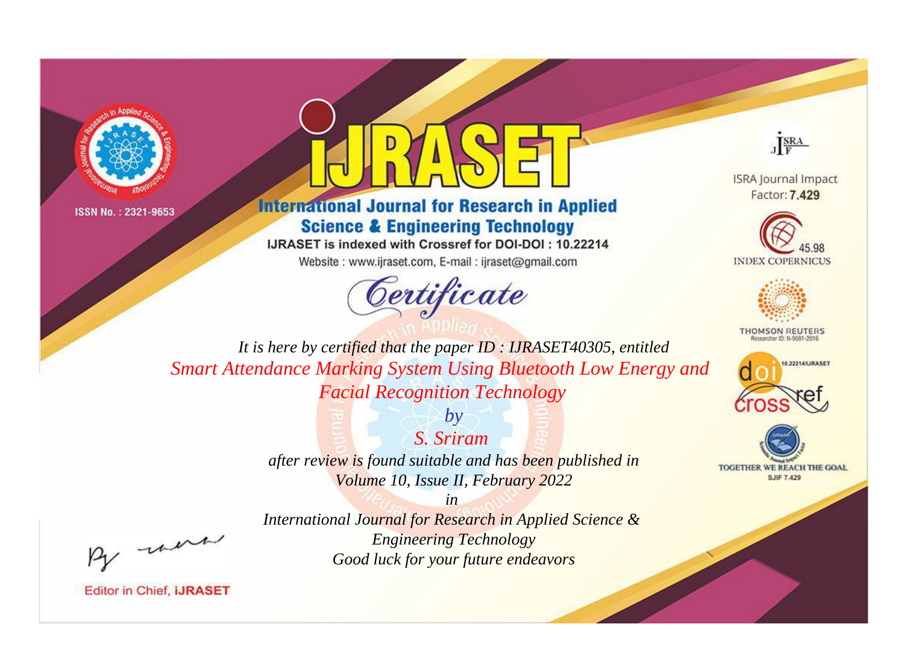ISSN No. : 2321-9653

# iJRASET

**International Journal for Research in Applied Science & Engineering Technology**

IJRASET is indexed with Crossref for DOI-DOI : 10.22214

Website : www.ijraset.com, E-mail : ijraset@gmail.com

## *Certificate*

*It is here by certified that the paper ID : IJRASET40305, entitled*

*Smart Attendance Marking System Using Bluetooth Low Energy and Facial Recognition Technology*

*by*

*S. Sriram*

*after review is found suitable and has been published in*

*Volume 10, Issue II, February 2022*

*in*

*International Journal for Research in Applied Science & Engineering Technology*

*Good luck for your future endeavors*

ISRA Journal Impact Factor: **7.429**

45.98 INDEX COPERNICUS

THOMSON REUTERS Researcher ID: N-9681-2016

10.22214/IJRASET

TOGETHER WE REACH THE GOAL SJIF 7.429

Editor in Chief, **iJRASET**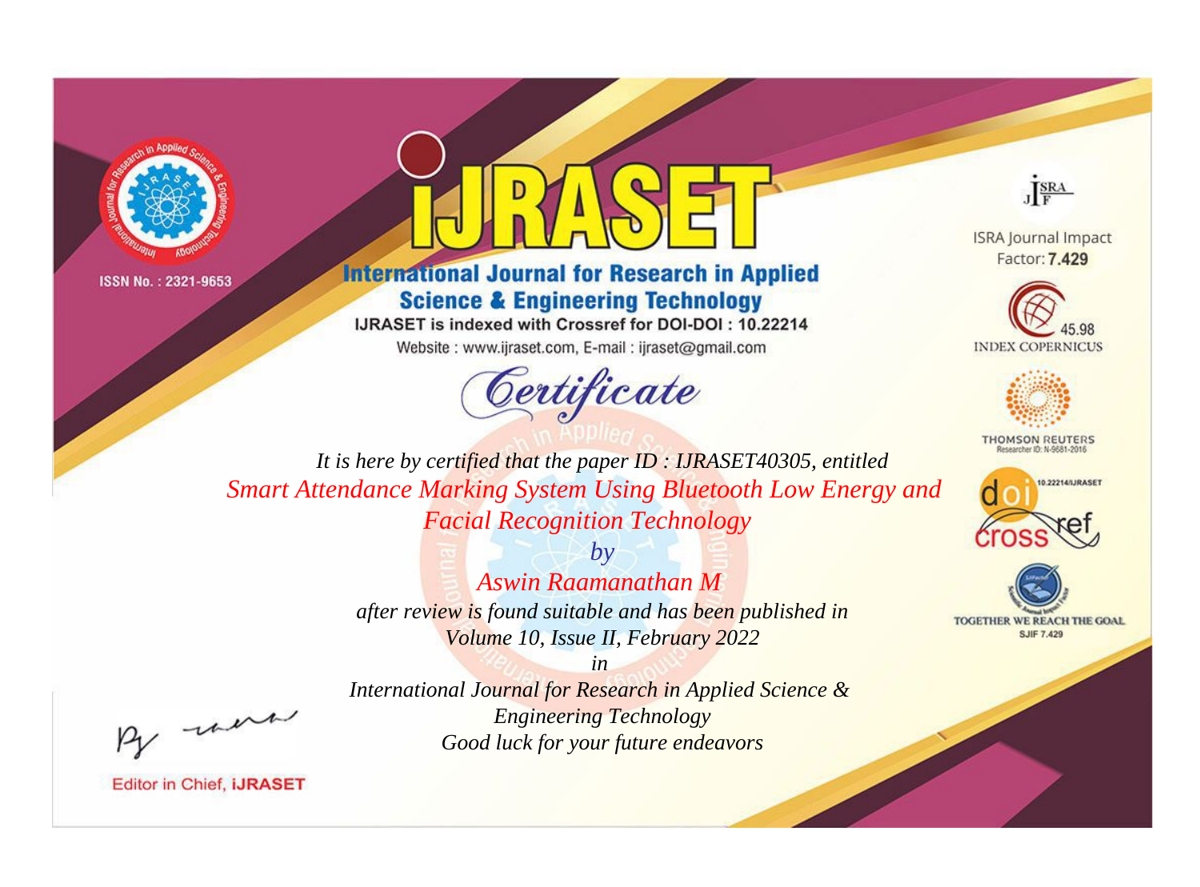ISSN No. : 2321-9653

# iJRASET

## International Journal for Research in Applied Science & Engineering Technology

IJRASET is indexed with Crossref for DOI-DOI : 10.22214

Website : www.ijraset.com, E-mail : ijraset@gmail.com

ISRA Journal Impact Factor: **7.429**

45.98 INDEX COPERNICUS

THOMSON REUTERS Researcher ID: N-9681-2016

10.22214/IJRASET

TOGETHER WE REACH THE GOAL SJIF 7.429

# *Certificate*

*It is here by certified that the paper ID : IJRASET40305, entitled*

*Smart Attendance Marking System Using Bluetooth Low Energy and Facial Recognition Technology*

*by*

*Aswin Raamanathan M*

*after review is found suitable and has been published in*

*Volume 10, Issue II, February 2022*

*in*

*International Journal for Research in Applied Science & Engineering Technology*

*Good luck for your future endeavors*

Editor in Chief, **iJRASET**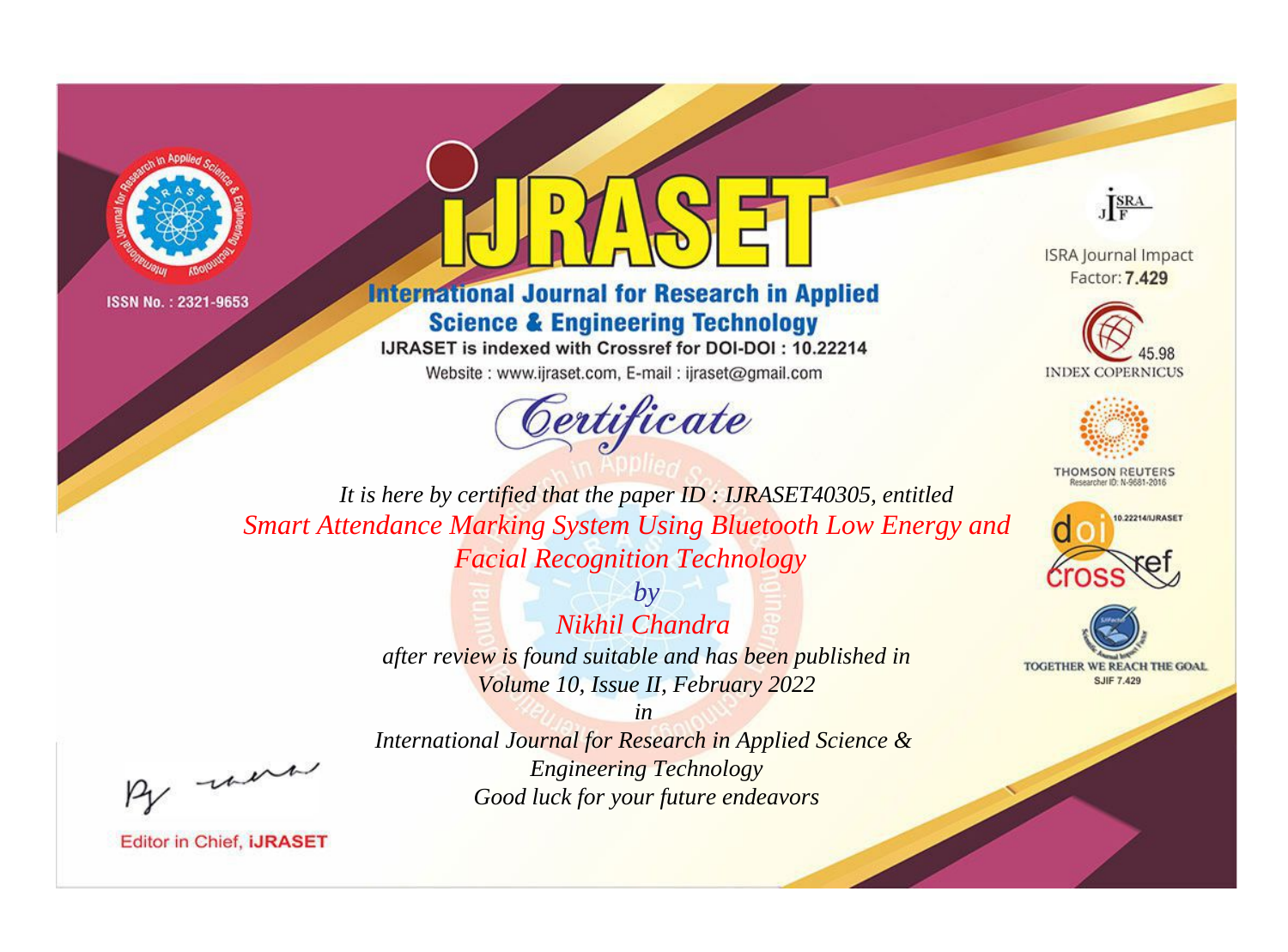ISSN No. : 2321-9653

# iJRASET

## International Journal for Research in Applied Science & Engineering Technology

IJRASET is indexed with Crossref for DOI-DOI : 10.22214

Website : www.ijraset.com, E-mail : ijraset@gmail.com

*Certificate*

*It is here by certified that the paper ID : IJRASET40305, entitled*

*Smart Attendance Marking System Using Bluetooth Low Energy and Facial Recognition Technology*

*by*

*Nikhil Chandra*

*after review is found suitable and has been published in*

*Volume 10, Issue II, February 2022*

*in*

*International Journal for Research in Applied Science & Engineering Technology*

*Good luck for your future endeavors*

Editor in Chief, iJRASET

ISRA Journal Impact Factor: **7.429**

45.98 INDEX COPERNICUS

THOMSON REUTERS Researcher ID: N-9681-2016

10.22214/IJRASET

TOGETHER WE REACH THE GOAL

SJIF 7.429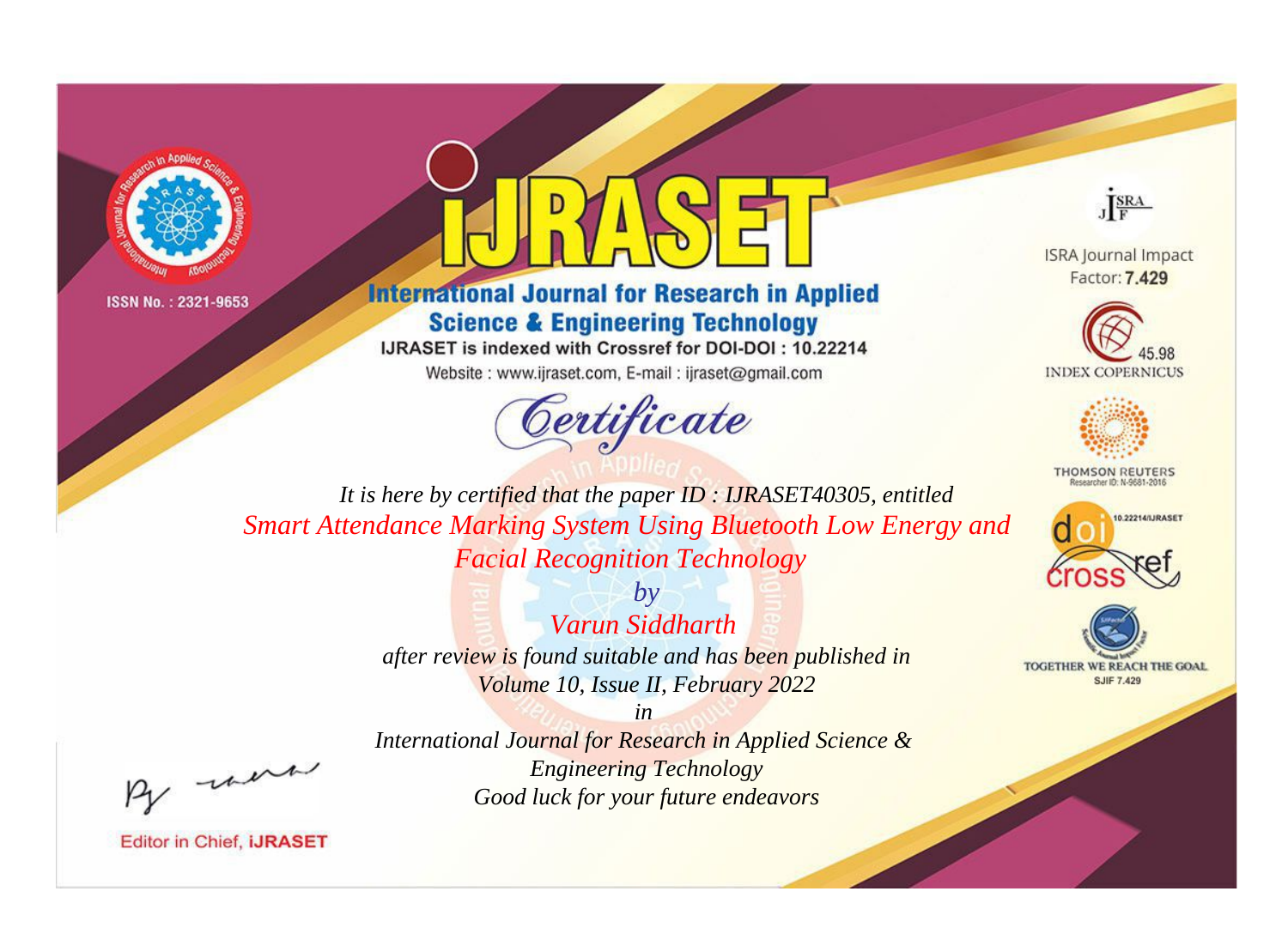ISSN No. : 2321-9653

# iJRASET

## International Journal for Research in Applied Science & Engineering Technology

IJRASET is indexed with Crossref for DOI-DOI : 10.22214

Website : www.ijraset.com, E-mail : ijraset@gmail.com

ISRA Journal Impact Factor: **7.429**

45.98 INDEX COPERNICUS

THOMSON REUTERS Researcher ID: N-9681-2016

10.22214/IJRASET

TOGETHER WE REACH THE GOAL SJIF 7.429

# *Certificate*

*It is here by certified that the paper ID : IJRASET40305, entitled*

*Smart Attendance Marking System Using Bluetooth Low Energy and Facial Recognition Technology*

*by*

*Varun Siddharth*

*after review is found suitable and has been published in*

*Volume 10, Issue II, February 2022*

*in*

*International Journal for Research in Applied Science & Engineering Technology*

*Good luck for your future endeavors*

Editor in Chief, iJRASET